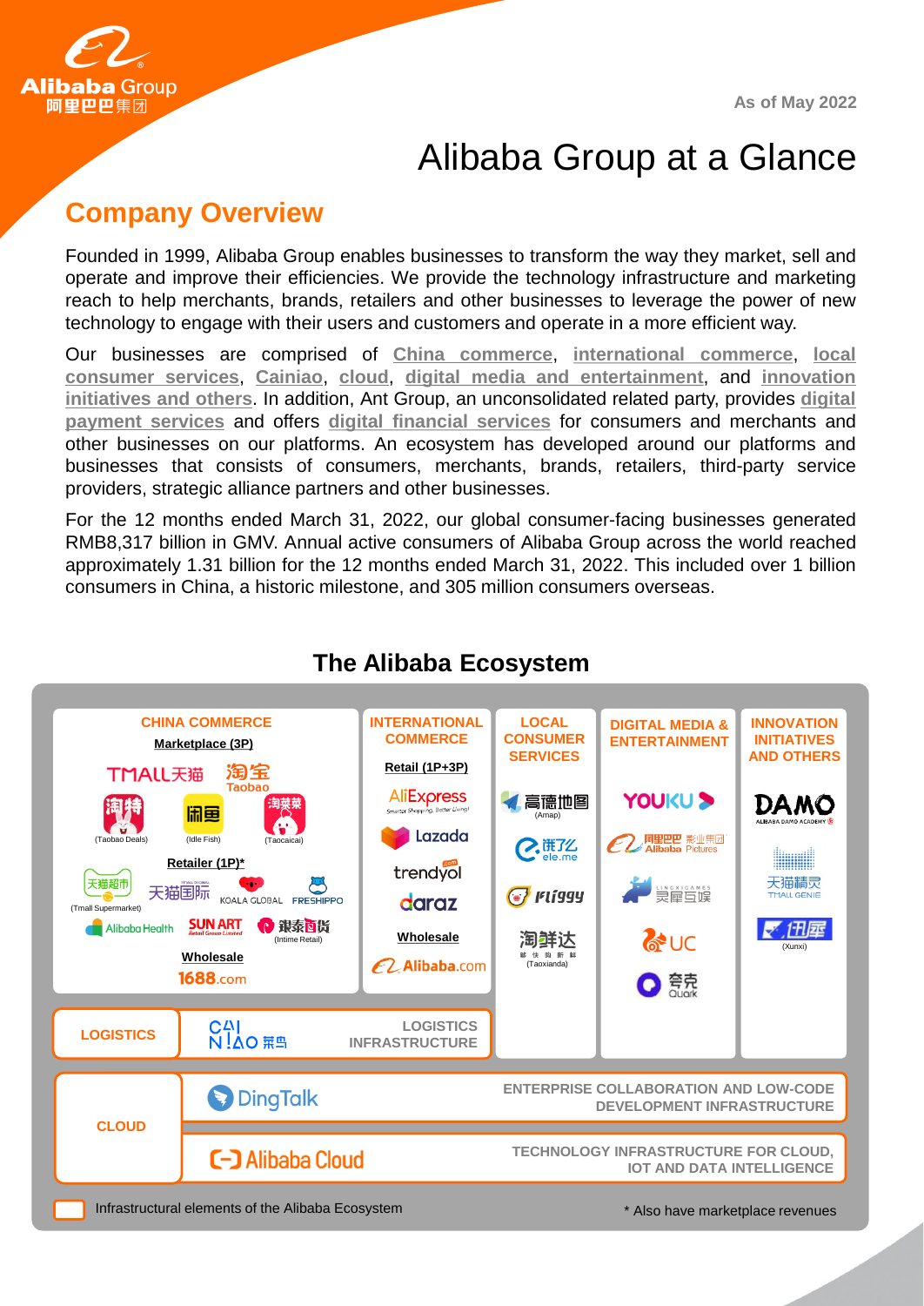Alibaba Group 阿里巴巴集团

As of May 2022

# Alibaba Group at a Glance

## Company Overview

Founded in 1999, Alibaba Group enables businesses to transform the way they market, sell and operate and improve their efficiencies. We provide the technology infrastructure and marketing reach to help merchants, brands, retailers and other businesses to leverage the power of new technology to engage with their users and customers and operate in a more efficient way.

Our businesses are comprised of China commerce, international commerce, local consumer services, Cainiao, cloud, digital media and entertainment, and innovation initiatives and others. In addition, Ant Group, an unconsolidated related party, provides digital payment services and offers digital financial services for consumers and merchants and other businesses on our platforms. An ecosystem has developed around our platforms and businesses that consists of consumers, merchants, brands, retailers, third-party service providers, strategic alliance partners and other businesses.

For the 12 months ended March 31, 2022, our global consumer-facing businesses generated RMB8,317 billion in GMV. Annual active consumers of Alibaba Group across the world reached approximately 1.31 billion for the 12 months ended March 31, 2022. This included over 1 billion consumers in China, a historic milestone, and 305 million consumers overseas.

## The Alibaba Ecosystem

**CHINA COMMERCE**

Marketplace (3P): TMALL天猫, 淘宝 Taobao, 淘特 (Taobao Deals), 闲鱼 (Idle Fish), 淘菜菜 (Taocaicai)

Retailer (1P)*: 天猫超市 (Tmall Supermarket), 天猫国际, KOALA GLOBAL, FRESHIPPO, Alibaba Health, SUN ART, 银泰百货 (Intime Retail)

Wholesale: 1688.com

**INTERNATIONAL COMMERCE**

Retail (1P+3P): AliExpress, Lazada, trendyol, daraz

Wholesale: Alibaba.com

**LOCAL CONSUMER SERVICES**

高德地图 (Amap), 饿了么 ele.me, Fliggy, 淘鲜达 (Taoxianda)

**DIGITAL MEDIA & ENTERTAINMENT**

YOUKU, 阿里巴巴影业集团 Alibaba Pictures, 灵犀互娱 LINGXIGAMES, UC, 夸克 Quark

**INNOVATION INITIATIVES AND OTHERS**

DAMO (Alibaba DAMO Academy), 天猫精灵 TMALL GENIE, 迅犀 (Xunxi)

**LOGISTICS**

CAINIAO 菜鸟 — LOGISTICS INFRASTRUCTURE

**CLOUD**

DingTalk — ENTERPRISE COLLABORATION AND LOW-CODE DEVELOPMENT INFRASTRUCTURE

Alibaba Cloud — TECHNOLOGY INFRASTRUCTURE FOR CLOUD, IOT AND DATA INTELLIGENCE

Infrastructural elements of the Alibaba Ecosystem

\* Also have marketplace revenues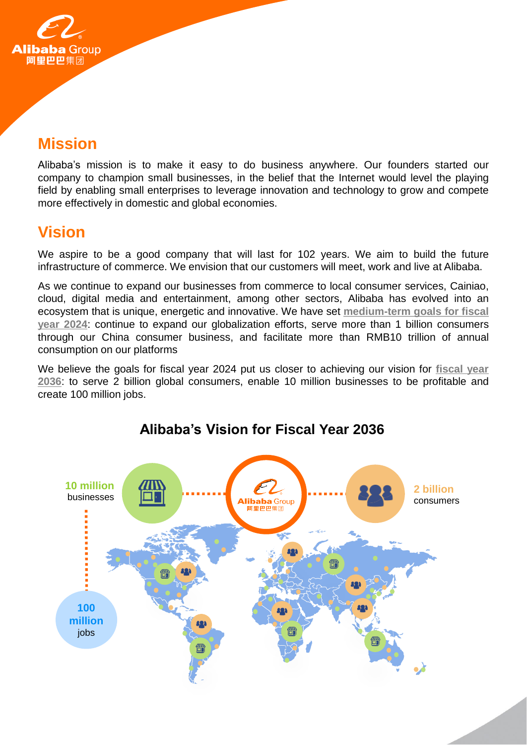## Mission

Alibaba's mission is to make it easy to do business anywhere. Our founders started our company to champion small businesses, in the belief that the Internet would level the playing field by enabling small enterprises to leverage innovation and technology to grow and compete more effectively in domestic and global economies.

## Vision

We aspire to be a good company that will last for 102 years. We aim to build the future infrastructure of commerce. We envision that our customers will meet, work and live at Alibaba.

As we continue to expand our businesses from commerce to local consumer services, Cainiao, cloud, digital media and entertainment, among other sectors, Alibaba has evolved into an ecosystem that is unique, energetic and innovative. We have set **medium-term goals for fiscal year 2024**: continue to expand our globalization efforts, serve more than 1 billion consumers through our China consumer business, and facilitate more than RMB10 trillion of annual consumption on our platforms

We believe the goals for fiscal year 2024 put us closer to achieving our vision for **fiscal year 2036**: to serve 2 billion global consumers, enable 10 million businesses to be profitable and create 100 million jobs.

### Alibaba's Vision for Fiscal Year 2036

**10 million** businesses

**2 billion** consumers

**100 million** jobs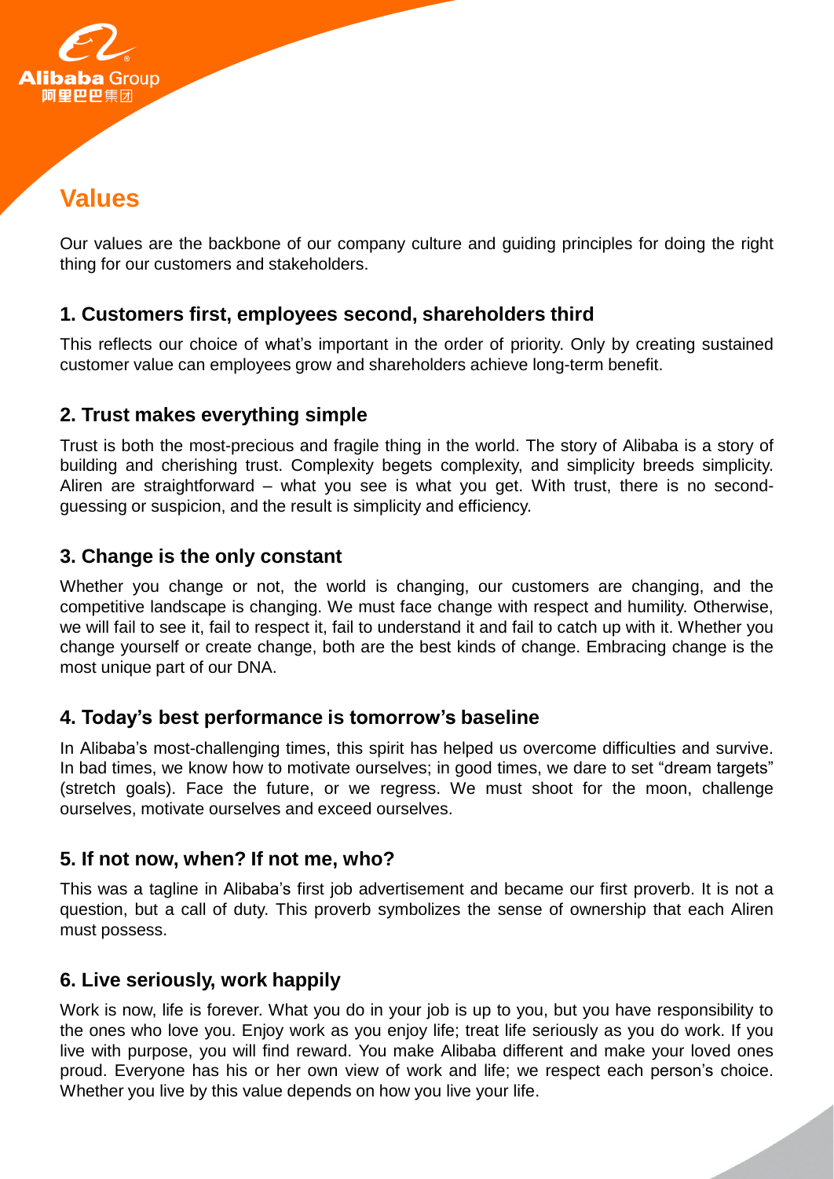## Values

Our values are the backbone of our company culture and guiding principles for doing the right thing for our customers and stakeholders.

### 1. Customers first, employees second, shareholders third

This reflects our choice of what's important in the order of priority. Only by creating sustained customer value can employees grow and shareholders achieve long-term benefit.

### 2. Trust makes everything simple

Trust is both the most-precious and fragile thing in the world. The story of Alibaba is a story of building and cherishing trust. Complexity begets complexity, and simplicity breeds simplicity. Aliren are straightforward – what you see is what you get. With trust, there is no second-guessing or suspicion, and the result is simplicity and efficiency.

### 3. Change is the only constant

Whether you change or not, the world is changing, our customers are changing, and the competitive landscape is changing. We must face change with respect and humility. Otherwise, we will fail to see it, fail to respect it, fail to understand it and fail to catch up with it. Whether you change yourself or create change, both are the best kinds of change. Embracing change is the most unique part of our DNA.

### 4. Today's best performance is tomorrow's baseline

In Alibaba's most-challenging times, this spirit has helped us overcome difficulties and survive. In bad times, we know how to motivate ourselves; in good times, we dare to set "dream targets" (stretch goals). Face the future, or we regress. We must shoot for the moon, challenge ourselves, motivate ourselves and exceed ourselves.

### 5. If not now, when? If not me, who?

This was a tagline in Alibaba's first job advertisement and became our first proverb. It is not a question, but a call of duty. This proverb symbolizes the sense of ownership that each Aliren must possess.

### 6. Live seriously, work happily

Work is now, life is forever. What you do in your job is up to you, but you have responsibility to the ones who love you. Enjoy work as you enjoy life; treat life seriously as you do work. If you live with purpose, you will find reward. You make Alibaba different and make your loved ones proud. Everyone has his or her own view of work and life; we respect each person's choice. Whether you live by this value depends on how you live your life.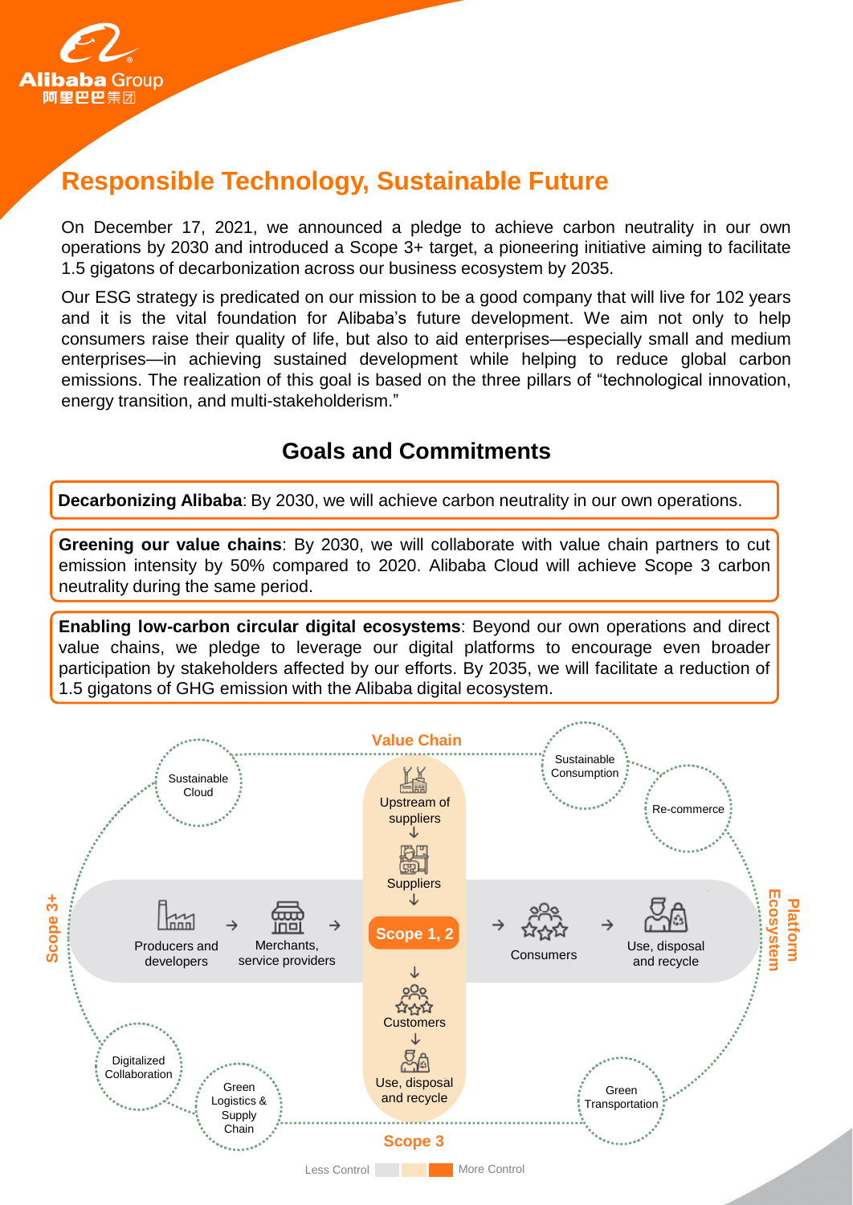# Responsible Technology, Sustainable Future

On December 17, 2021, we announced a pledge to achieve carbon neutrality in our own operations by 2030 and introduced a Scope 3+ target, a pioneering initiative aiming to facilitate 1.5 gigatons of decarbonization across our business ecosystem by 2035.

Our ESG strategy is predicated on our mission to be a good company that will live for 102 years and it is the vital foundation for Alibaba's future development. We aim not only to help consumers raise their quality of life, but also to aid enterprises—especially small and medium enterprises—in achieving sustained development while helping to reduce global carbon emissions. The realization of this goal is based on the three pillars of "technological innovation, energy transition, and multi-stakeholderism."

## Goals and Commitments

**Decarbonizing Alibaba**: By 2030, we will achieve carbon neutrality in our own operations.

**Greening our value chains**: By 2030, we will collaborate with value chain partners to cut emission intensity by 50% compared to 2020. Alibaba Cloud will achieve Scope 3 carbon neutrality during the same period.

**Enabling low-carbon circular digital ecosystems**: Beyond our own operations and direct value chains, we pledge to leverage our digital platforms to encourage even broader participation by stakeholders affected by our efforts. By 2035, we will facilitate a reduction of 1.5 gigatons of GHG emission with the Alibaba digital ecosystem.

Value Chain

Upstream of suppliers → Suppliers → Scope 1, 2 → Customers → Use, disposal and recycle

Producers and developers → Merchants, service providers → Scope 1, 2 → Consumers → Use, disposal and recycle

Scope 3

Scope 3+

Platform Ecosystem

Sustainable Cloud · Sustainable Consumption · Re-commerce · Digitalized Collaboration · Green Logistics & Supply Chain · Green Transportation

Less Control — More Control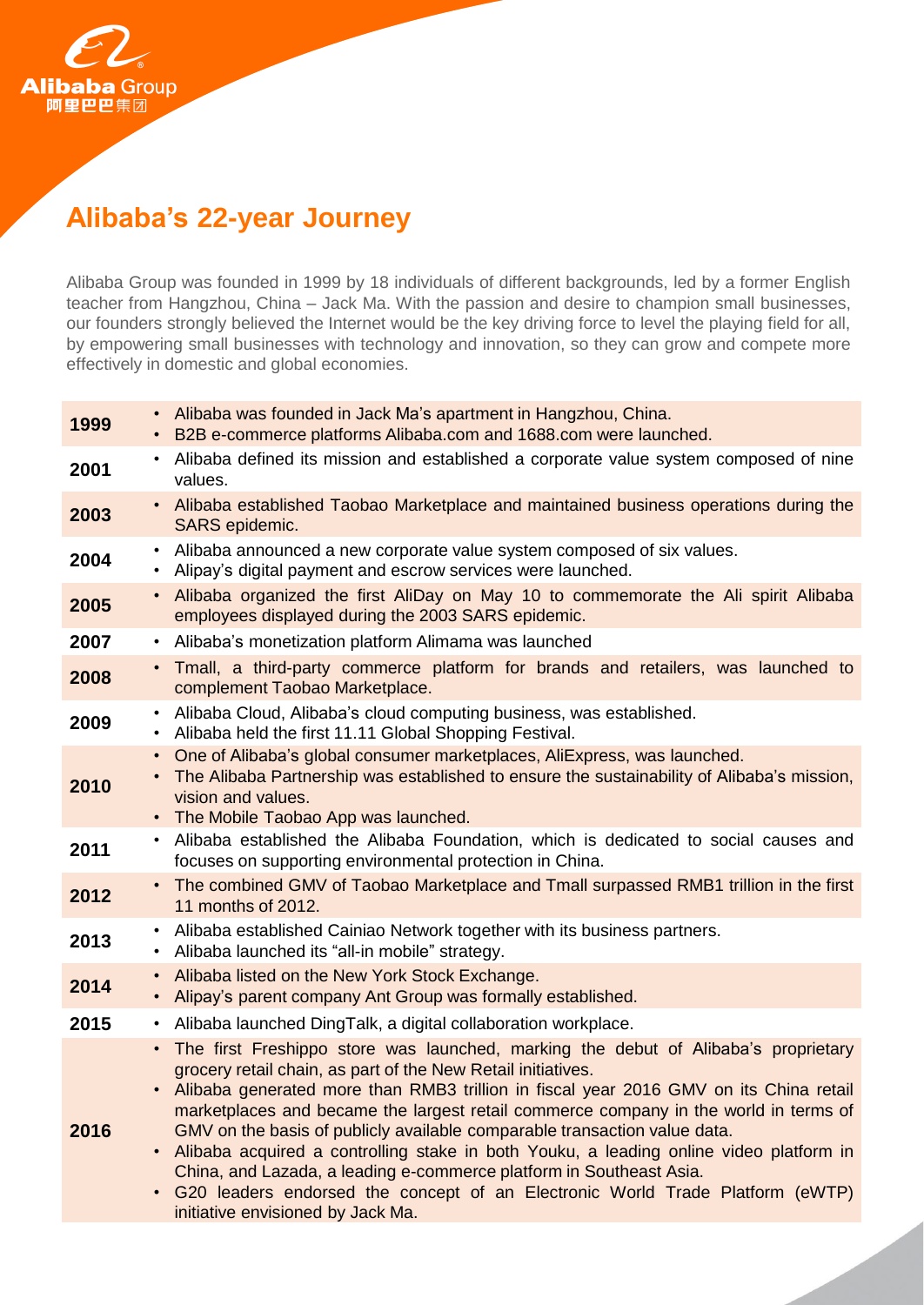# Alibaba's 22-year Journey

Alibaba Group was founded in 1999 by 18 individuals of different backgrounds, led by a former English teacher from Hangzhou, China – Jack Ma. With the passion and desire to champion small businesses, our founders strongly believed the Internet would be the key driving force to level the playing field for all, by empowering small businesses with technology and innovation, so they can grow and compete more effectively in domestic and global economies.

| Year | Milestones |
| --- | --- |
| **1999** | • Alibaba was founded in Jack Ma's apartment in Hangzhou, China.<br>• B2B e-commerce platforms Alibaba.com and 1688.com were launched. |
| **2001** | • Alibaba defined its mission and established a corporate value system composed of nine values. |
| **2003** | • Alibaba established Taobao Marketplace and maintained business operations during the SARS epidemic. |
| **2004** | • Alibaba announced a new corporate value system composed of six values.<br>• Alipay's digital payment and escrow services were launched. |
| **2005** | • Alibaba organized the first AliDay on May 10 to commemorate the Ali spirit Alibaba employees displayed during the 2003 SARS epidemic. |
| **2007** | • Alibaba's monetization platform Alimama was launched |
| **2008** | • Tmall, a third-party commerce platform for brands and retailers, was launched to complement Taobao Marketplace. |
| **2009** | • Alibaba Cloud, Alibaba's cloud computing business, was established.<br>• Alibaba held the first 11.11 Global Shopping Festival. |
| **2010** | • One of Alibaba's global consumer marketplaces, AliExpress, was launched.<br>• The Alibaba Partnership was established to ensure the sustainability of Alibaba's mission, vision and values.<br>• The Mobile Taobao App was launched. |
| **2011** | • Alibaba established the Alibaba Foundation, which is dedicated to social causes and focuses on supporting environmental protection in China. |
| **2012** | • The combined GMV of Taobao Marketplace and Tmall surpassed RMB1 trillion in the first 11 months of 2012. |
| **2013** | • Alibaba established Cainiao Network together with its business partners.<br>• Alibaba launched its "all-in mobile" strategy. |
| **2014** | • Alibaba listed on the New York Stock Exchange.<br>• Alipay's parent company Ant Group was formally established. |
| **2015** | • Alibaba launched DingTalk, a digital collaboration workplace. |
| **2016** | • The first Freshippo store was launched, marking the debut of Alibaba's proprietary grocery retail chain, as part of the New Retail initiatives.<br>• Alibaba generated more than RMB3 trillion in fiscal year 2016 GMV on its China retail marketplaces and became the largest retail commerce company in the world in terms of GMV on the basis of publicly available comparable transaction value data.<br>• Alibaba acquired a controlling stake in both Youku, a leading online video platform in China, and Lazada, a leading e-commerce platform in Southeast Asia.<br>• G20 leaders endorsed the concept of an Electronic World Trade Platform (eWTP) initiative envisioned by Jack Ma. |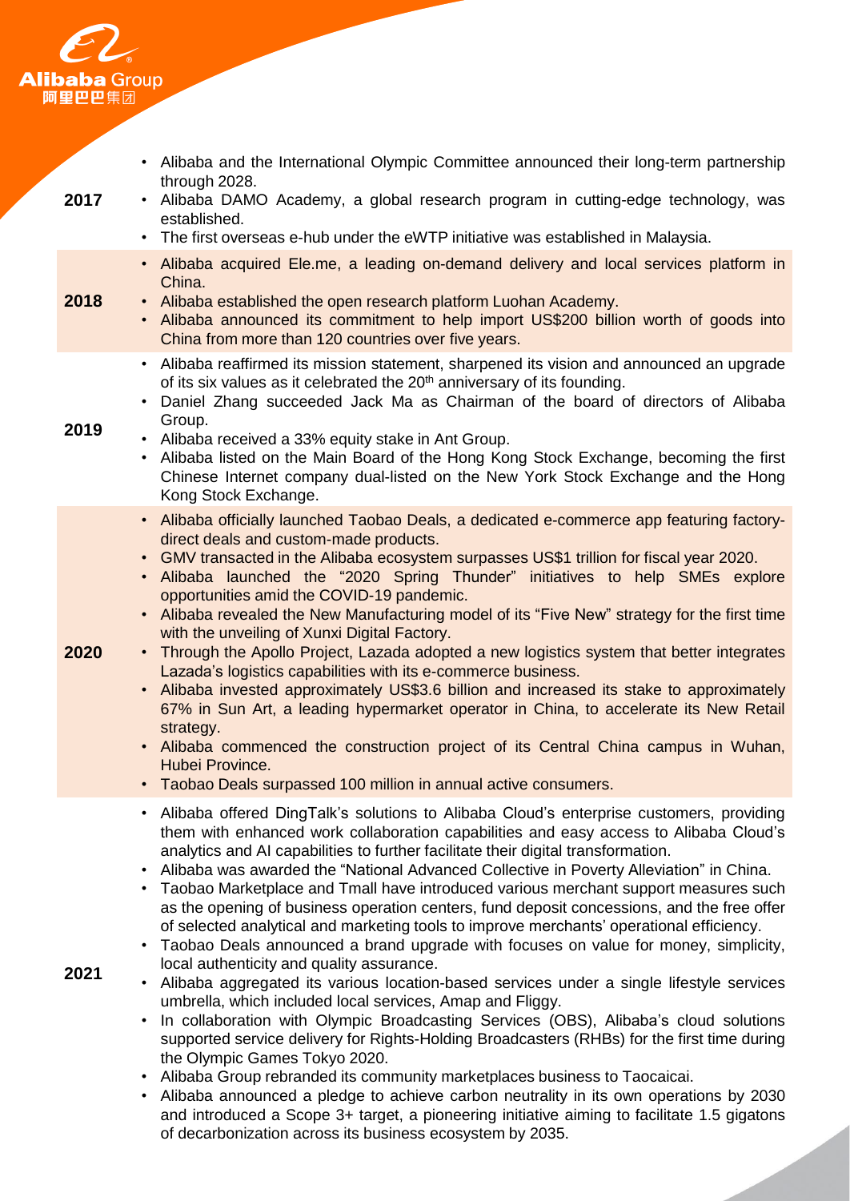| | |
|---|---|
| 2017 | • Alibaba and the International Olympic Committee announced their long-term partnership through 2028.<br>• Alibaba DAMO Academy, a global research program in cutting-edge technology, was established.<br>• The first overseas e-hub under the eWTP initiative was established in Malaysia. |
| 2018 | • Alibaba acquired Ele.me, a leading on-demand delivery and local services platform in China.<br>• Alibaba established the open research platform Luohan Academy.<br>• Alibaba announced its commitment to help import US$200 billion worth of goods into China from more than 120 countries over five years. |
| 2019 | • Alibaba reaffirmed its mission statement, sharpened its vision and announced an upgrade of its six values as it celebrated the 20th anniversary of its founding.<br>• Daniel Zhang succeeded Jack Ma as Chairman of the board of directors of Alibaba Group.<br>• Alibaba received a 33% equity stake in Ant Group.<br>• Alibaba listed on the Main Board of the Hong Kong Stock Exchange, becoming the first Chinese Internet company dual-listed on the New York Stock Exchange and the Hong Kong Stock Exchange. |
| 2020 | • Alibaba officially launched Taobao Deals, a dedicated e-commerce app featuring factory-direct deals and custom-made products.<br>• GMV transacted in the Alibaba ecosystem surpasses US$1 trillion for fiscal year 2020.<br>• Alibaba launched the "2020 Spring Thunder" initiatives to help SMEs explore opportunities amid the COVID-19 pandemic.<br>• Alibaba revealed the New Manufacturing model of its "Five New" strategy for the first time with the unveiling of Xunxi Digital Factory.<br>• Through the Apollo Project, Lazada adopted a new logistics system that better integrates Lazada's logistics capabilities with its e-commerce business.<br>• Alibaba invested approximately US$3.6 billion and increased its stake to approximately 67% in Sun Art, a leading hypermarket operator in China, to accelerate its New Retail strategy.<br>• Alibaba commenced the construction project of its Central China campus in Wuhan, Hubei Province.<br>• Taobao Deals surpassed 100 million in annual active consumers. |
| 2021 | • Alibaba offered DingTalk's solutions to Alibaba Cloud's enterprise customers, providing them with enhanced work collaboration capabilities and easy access to Alibaba Cloud's analytics and AI capabilities to further facilitate their digital transformation.<br>• Alibaba was awarded the "National Advanced Collective in Poverty Alleviation" in China.<br>• Taobao Marketplace and Tmall have introduced various merchant support measures such as the opening of business operation centers, fund deposit concessions, and the free offer of selected analytical and marketing tools to improve merchants' operational efficiency.<br>• Taobao Deals announced a brand upgrade with focuses on value for money, simplicity, local authenticity and quality assurance.<br>• Alibaba aggregated its various location-based services under a single lifestyle services umbrella, which included local services, Amap and Fliggy.<br>• In collaboration with Olympic Broadcasting Services (OBS), Alibaba's cloud solutions supported service delivery for Rights-Holding Broadcasters (RHBs) for the first time during the Olympic Games Tokyo 2020.<br>• Alibaba Group rebranded its community marketplaces business to Taocaicai.<br>• Alibaba announced a pledge to achieve carbon neutrality in its own operations by 2030 and introduced a Scope 3+ target, a pioneering initiative aiming to facilitate 1.5 gigatons of decarbonization across its business ecosystem by 2035. |